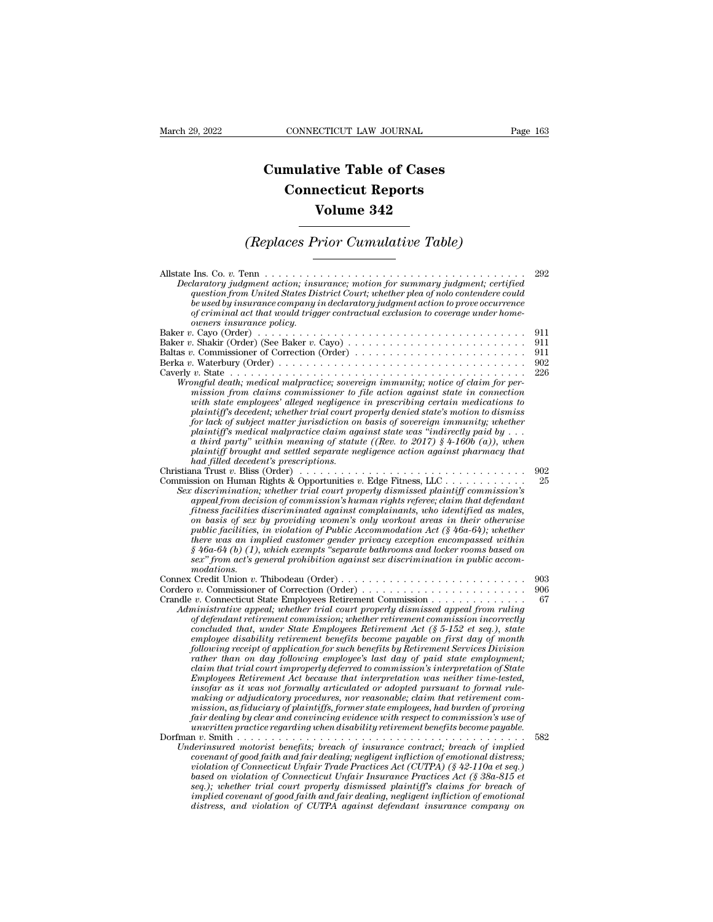# Cumulative Table of Cases
# Connecticut Reports
# Volume 342

## *(Replaces Prior Cumulative Table)*

Allstate Ins. Co. *v.* Tenn . . . . . . . . . . . . . . . . . . . . . . . . . . . . . . . . . . . . . . . 292
*Declaratory judgment action; insurance; motion for summary judgment; certified question from United States District Court; whether plea of nolo contendere could be used by insurance company in declaratory judgment action to prove occurrence of criminal act that would trigger contractual exclusion to coverage under homeowners insurance policy.*

Baker *v.* Cayo (Order) . . . . . . . . . . . . . . . . . . . . . . . . . . . . . . . . . . . . . . . 911

Baker *v.* Shakir (Order) (See Baker *v.* Cayo) . . . . . . . . . . . . . . . . . . . . . . . . . 911

Baltas *v.* Commissioner of Correction (Order) . . . . . . . . . . . . . . . . . . . . . . . . 911

Berka *v.* Waterbury (Order) . . . . . . . . . . . . . . . . . . . . . . . . . . . . . . . . . . . . 902

Caverly *v.* State . . . . . . . . . . . . . . . . . . . . . . . . . . . . . . . . . . . . . . . . . . . 226
*Wrongful death; medical malpractice; sovereign immunity; notice of claim for permission from claims commissioner to file action against state in connection with state employees' alleged negligence in prescribing certain medications to plaintiff's decedent; whether trial court properly denied state's motion to dismiss for lack of subject matter jurisdiction on basis of sovereign immunity; whether plaintiff's medical malpractice claim against state was "indirectly paid by . . . a third party" within meaning of statute ((Rev. to 2017) § 4-160b (a)), when plaintiff brought and settled separate negligence action against pharmacy that had filled decedent's prescriptions.*

Christiana Trust *v.* Bliss (Order) . . . . . . . . . . . . . . . . . . . . . . . . . . . . . . . . 902

Commission on Human Rights & Opportunities *v.* Edge Fitness, LLC . . . . . . . . . . . . 25
*Sex discrimination; whether trial court properly dismissed plaintiff commission's appeal from decision of commission's human rights referee; claim that defendant fitness facilities discriminated against complainants, who identified as males, on basis of sex by providing women's only workout areas in their otherwise public facilities, in violation of Public Accommodation Act (§ 46a-64); whether there was an implied customer gender privacy exception encompassed within § 46a-64 (b) (1), which exempts "separate bathrooms and locker rooms based on sex" from act's general prohibition against sex discrimination in public accommodations.*

Connex Credit Union *v.* Thibodeau (Order) . . . . . . . . . . . . . . . . . . . . . . . . . . 903

Cordero *v.* Commissioner of Correction (Order) . . . . . . . . . . . . . . . . . . . . . . . 906

Crandle *v.* Connecticut State Employees Retirement Commission . . . . . . . . . . . . . . 67
*Administrative appeal; whether trial court properly dismissed appeal from ruling of defendant retirement commission; whether retirement commission incorrectly concluded that, under State Employees Retirement Act (§ 5-152 et seq.), state employee disability retirement benefits become payable on first day of month following receipt of application for such benefits by Retirement Services Division rather than on day following employee's last day of paid state employment; claim that trial court improperly deferred to commission's interpretation of State Employees Retirement Act because that interpretation was neither time-tested, insofar as it was not formally articulated or adopted pursuant to formal rule-making or adjudicatory procedures, nor reasonable; claim that retirement commission, as fiduciary of plaintiffs, former state employees, had burden of proving fair dealing by clear and convincing evidence with respect to commission's use of unwritten practice regarding when disability retirement benefits become payable.*

Dorfman *v.* Smith . . . . . . . . . . . . . . . . . . . . . . . . . . . . . . . . . . . . . . . . . . 582
*Underinsured motorist benefits; breach of insurance contract; breach of implied covenant of good faith and fair dealing; negligent infliction of emotional distress; violation of Connecticut Unfair Trade Practices Act (CUTPA) (§ 42-110a et seq.) based on violation of Connecticut Unfair Insurance Practices Act (§ 38a-815 et seq.); whether trial court properly dismissed plaintiff's claims for breach of implied covenant of good faith and fair dealing, negligent infliction of emotional distress, and violation of CUTPA against defendant insurance company on*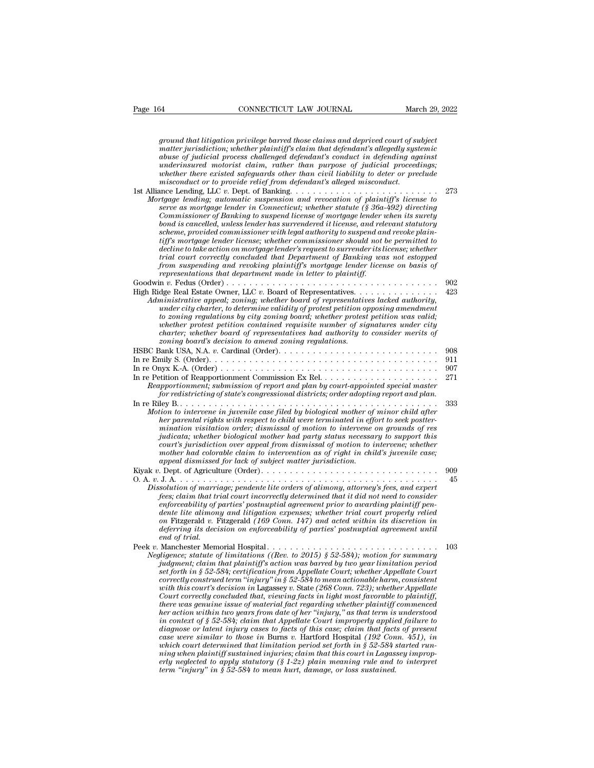*ground that litigation privilege barred those claims and deprived court of subject matter jurisdiction; whether plaintiff's claim that defendant's allegedly systemic abuse of judicial process challenged defendant's conduct in defending against underinsured motorist claim, rather than purpose of judicial proceedings; whether there existed safeguards other than civil liability to deter or preclude misconduct or to provide relief from defendant's alleged misconduct.*

1st Alliance Lending, LLC *v.* Dept. of Banking. . . . . . . . . . . . . . . . . . . . . . . . . . 273

*Mortgage lending; automatic suspension and revocation of plaintiff's license to serve as mortgage lender in Connecticut; whether statute (§ 36a-492) directing Commissioner of Banking to suspend license of mortgage lender when its surety bond is cancelled, unless lender has surrendered it license, and relevant statutory scheme, provided commissioner with legal authority to suspend and revoke plaintiff's mortgage lender license; whether commissioner should not be permitted to decline to take action on mortgage lender's request to surrender its license; whether trial court correctly concluded that Department of Banking was not estopped from suspending and revoking plaintiff's mortgage lender license on basis of representations that department made in letter to plaintiff.*

Goodwin *v.* Fedus (Order) . . . . . . . . . . . . . . . . . . . . . . . . . . . . . . . . . . . . . . 902

High Ridge Real Estate Owner, LLC *v.* Board of Representatives. . . . . . . . . . . . . . . 423

*Administrative appeal; zoning; whether board of representatives lacked authority, under city charter, to determine validity of protest petition opposing amendment to zoning regulations by city zoning board; whether protest petition was valid; whether protest petition contained requisite number of signatures under city charter; whether board of representatives had authority to consider merits of zoning board's decision to amend zoning regulations.*

HSBC Bank USA, N.A. *v.* Cardinal (Order). . . . . . . . . . . . . . . . . . . . . . . . . . . 908

In re Emily S. (Order). . . . . . . . . . . . . . . . . . . . . . . . . . . . . . . . . . . . . . . . 911

In re Onyx K.-A. (Order) . . . . . . . . . . . . . . . . . . . . . . . . . . . . . . . . . . . . . . 907

In re Petition of Reapportionment Commission Ex Rel. . . . . . . . . . . . . . . . . . . . . 271

*Reapportionment; submission of report and plan by court-appointed special master for redistricting of state's congressional districts; order adopting report and plan.*

In re Riley B. . . . . . . . . . . . . . . . . . . . . . . . . . . . . . . . . . . . . . . . . . . . . . 333

*Motion to intervene in juvenile case filed by biological mother of minor child after her parental rights with respect to child were terminated in effort to seek posttermination visitation order; dismissal of motion to intervene on grounds of res judicata; whether biological mother had party status necessary to support this court's jurisdiction over appeal from dismissal of motion to intervene; whether mother had colorable claim to intervention as of right in child's juvenile case; appeal dismissed for lack of subject matter jurisdiction.*

Kiyak *v.* Dept. of Agriculture (Order). . . . . . . . . . . . . . . . . . . . . . . . . . . . . . 909

O. A. *v.* J. A. . . . . . . . . . . . . . . . . . . . . . . . . . . . . . . . . . . . . . . . . . . . . 45

*Dissolution of marriage; pendente lite orders of alimony, attorney's fees, and expert fees; claim that trial court incorrectly determined that it did not need to consider enforceability of parties' postnuptial agreement prior to awarding plaintiff pendente lite alimony and litigation expenses; whether trial court properly relied on* Fitzgerald *v.* Fitzgerald *(169 Conn. 147) and acted within its discretion in deferring its decision on enforceability of parties' postnuptial agreement until end of trial.*

Peek *v.* Manchester Memorial Hospital. . . . . . . . . . . . . . . . . . . . . . . . . . . . . . 103

*Negligence; statute of limitations ((Rev. to 2015) § 52-584); motion for summary judgment; claim that plaintiff's action was barred by two year limitation period set forth in § 52-584; certification from Appellate Court; whether Appellate Court correctly construed term "injury" in § 52-584 to mean actionable harm, consistent with this court's decision in* Lagassey *v.* State *(268 Conn. 723); whether Appellate Court correctly concluded that, viewing facts in light most favorable to plaintiff, there was genuine issue of material fact regarding whether plaintiff commenced her action within two years from date of her "injury," as that term is understood in context of § 52-584; claim that Appellate Court improperly applied failure to diagnose or latent injury cases to facts of this case; claim that facts of present case were similar to those in* Burns *v.* Hartford Hospital *(192 Conn. 451), in which court determined that limitation period set forth in § 52-584 started running when plaintiff sustained injuries; claim that this court in* Lagassey *improperly neglected to apply statutory (§ 1-2z) plain meaning rule and to interpret term "injury" in § 52-584 to mean hurt, damage, or loss sustained.*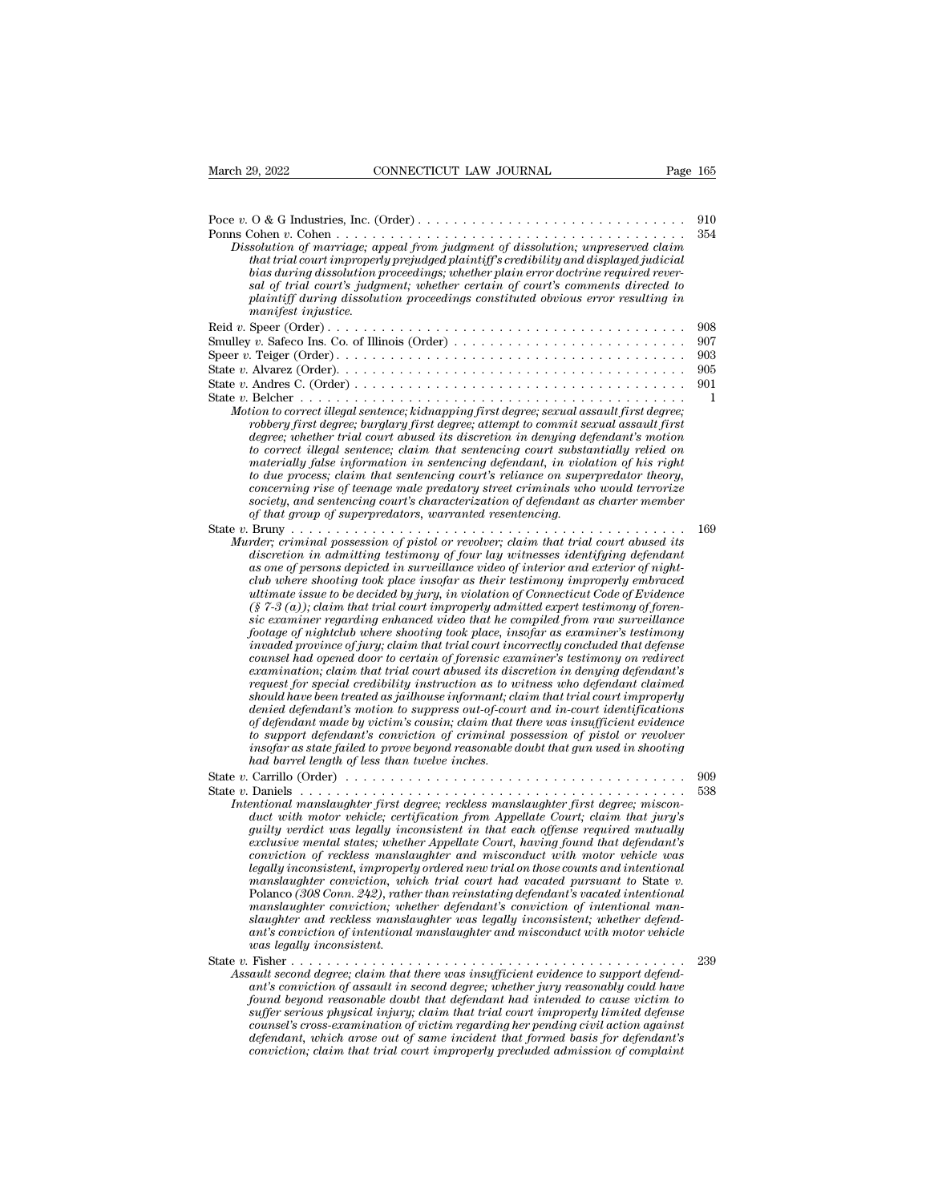Poce *v.* O & G Industries, Inc. (Order) . . . . . . . . . . . . . . . . . . . . . . . . . . . . . 910

Ponns Cohen *v.* Cohen . . . . . . . . . . . . . . . . . . . . . . . . . . . . . . . . . . . . . . . . 354

*Dissolution of marriage; appeal from judgment of dissolution; unpreserved claim that trial court improperly prejudged plaintiff's credibility and displayed judicial bias during dissolution proceedings; whether plain error doctrine required reversal of trial court's judgment; whether certain of court's comments directed to plaintiff during dissolution proceedings constituted obvious error resulting in manifest injustice.*

Reid *v.* Speer (Order) . . . . . . . . . . . . . . . . . . . . . . . . . . . . . . . . . . . . . . . 908

Smulley *v.* Safeco Ins. Co. of Illinois (Order) . . . . . . . . . . . . . . . . . . . . . . . . . 907

Speer *v.* Teiger (Order) . . . . . . . . . . . . . . . . . . . . . . . . . . . . . . . . . . . . . . 903

State *v.* Alvarez (Order) . . . . . . . . . . . . . . . . . . . . . . . . . . . . . . . . . . . . . . 905

State *v.* Andres C. (Order) . . . . . . . . . . . . . . . . . . . . . . . . . . . . . . . . . . . . . 901

State *v.* Belcher . . . . . . . . . . . . . . . . . . . . . . . . . . . . . . . . . . . . . . . . . . . 1

*Motion to correct illegal sentence; kidnapping first degree; sexual assault first degree; robbery first degree; burglary first degree; attempt to commit sexual assault first degree; whether trial court abused its discretion in denying defendant's motion to correct illegal sentence; claim that sentencing court substantially relied on materially false information in sentencing defendant, in violation of his right to due process; claim that sentencing court's reliance on superpredator theory, concerning rise of teenage male predatory street criminals who would terrorize society, and sentencing court's characterization of defendant as charter member of that group of superpredators, warranted resentencing.*

State *v.* Bruny . . . . . . . . . . . . . . . . . . . . . . . . . . . . . . . . . . . . . . . . . . . 169

*Murder; criminal possession of pistol or revolver; claim that trial court abused its discretion in admitting testimony of four lay witnesses identifying defendant as one of persons depicted in surveillance video of interior and exterior of nightclub where shooting took place insofar as their testimony improperly embraced ultimate issue to be decided by jury, in violation of Connecticut Code of Evidence (§ 7-3 (a)); claim that trial court improperly admitted expert testimony of forensic examiner regarding enhanced video that he compiled from raw surveillance footage of nightclub where shooting took place, insofar as examiner's testimony invaded province of jury; claim that trial court incorrectly concluded that defense counsel had opened door to certain of forensic examiner's testimony on redirect examination; claim that trial court abused its discretion in denying defendant's request for special credibility instruction as to witness who defendant claimed should have been treated as jailhouse informant; claim that trial court improperly denied defendant's motion to suppress out-of-court and in-court identifications of defendant made by victim's cousin; claim that there was insufficient evidence to support defendant's conviction of criminal possession of pistol or revolver insofar as state failed to prove beyond reasonable doubt that gun used in shooting had barrel length of less than twelve inches.*

State *v.* Carrillo (Order) . . . . . . . . . . . . . . . . . . . . . . . . . . . . . . . . . . . . . 909

State *v.* Daniels . . . . . . . . . . . . . . . . . . . . . . . . . . . . . . . . . . . . . . . . . . . 538

*Intentional manslaughter first degree; reckless manslaughter first degree; misconduct with motor vehicle; certification from Appellate Court; claim that jury's guilty verdict was legally inconsistent in that each offense required mutually exclusive mental states; whether Appellate Court, having found that defendant's conviction of reckless manslaughter and misconduct with motor vehicle was legally inconsistent, improperly ordered new trial on those counts and intentional manslaughter conviction, which trial court had vacated pursuant to* State *v.* Polanco *(308 Conn. 242), rather than reinstating defendant's vacated intentional manslaughter conviction; whether defendant's conviction of intentional manslaughter and reckless manslaughter was legally inconsistent; whether defendant's conviction of intentional manslaughter and misconduct with motor vehicle was legally inconsistent.*

State *v.* Fisher . . . . . . . . . . . . . . . . . . . . . . . . . . . . . . . . . . . . . . . . . . . 239

*Assault second degree; claim that there was insufficient evidence to support defendant's conviction of assault in second degree; whether jury reasonably could have found beyond reasonable doubt that defendant had intended to cause victim to suffer serious physical injury; claim that trial court improperly limited defense counsel's cross-examination of victim regarding her pending civil action against defendant, which arose out of same incident that formed basis for defendant's conviction; claim that trial court improperly precluded admission of complaint*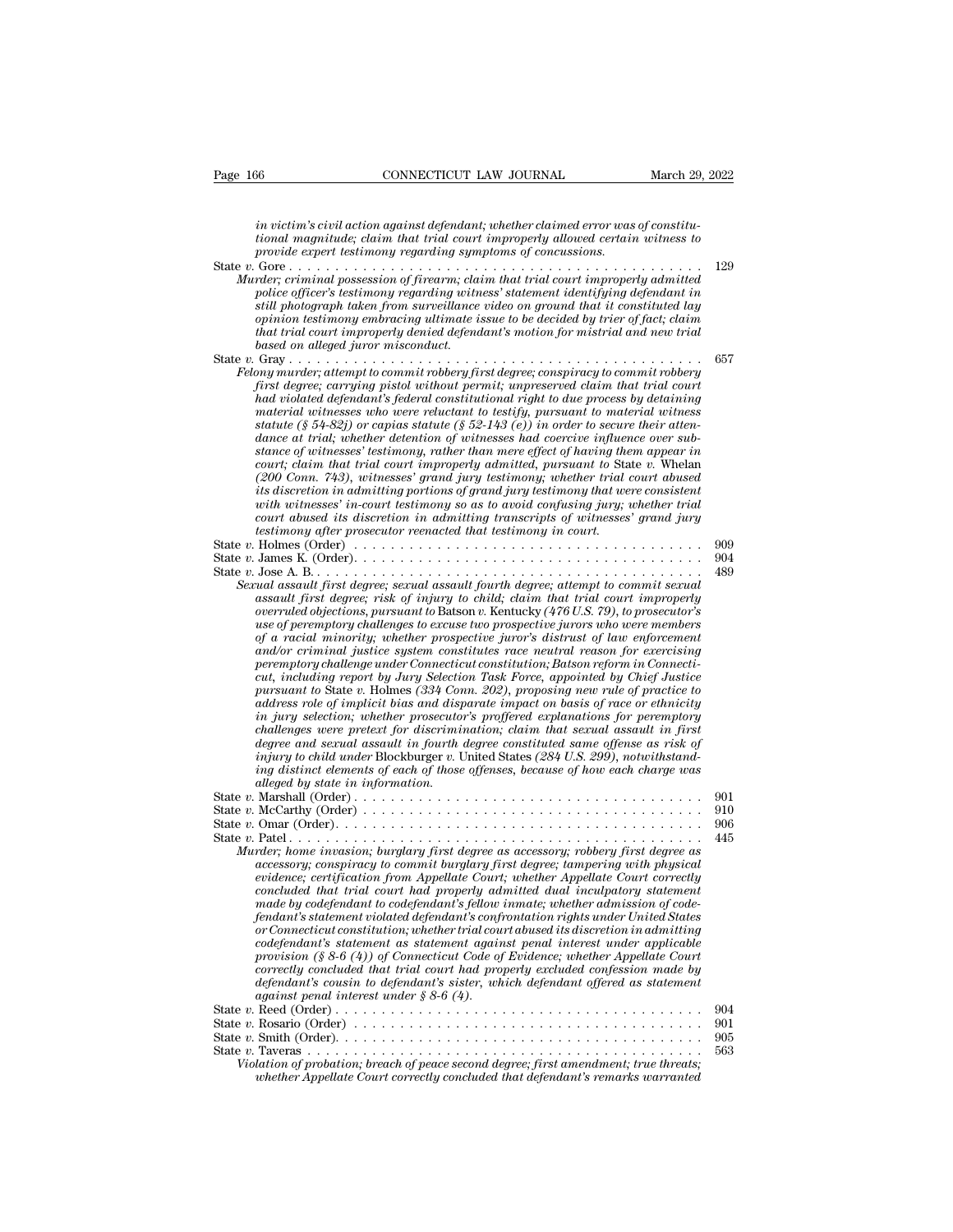*in victim's civil action against defendant; whether claimed error was of constitutional magnitude; claim that trial court improperly allowed certain witness to provide expert testimony regarding symptoms of concussions.*

State *v.* Gore . . . . . . . . . . . . . . . . . . . . . . . . . . . . . . . . . . . . . . . . . . . . . 129

*Murder; criminal possession of firearm; claim that trial court improperly admitted police officer's testimony regarding witness' statement identifying defendant in still photograph taken from surveillance video on ground that it constituted lay opinion testimony embracing ultimate issue to be decided by trier of fact; claim that trial court improperly denied defendant's motion for mistrial and new trial based on alleged juror misconduct.*

State *v.* Gray . . . . . . . . . . . . . . . . . . . . . . . . . . . . . . . . . . . . . . . . . . . . . 657

*Felony murder; attempt to commit robbery first degree; conspiracy to commit robbery first degree; carrying pistol without permit; unpreserved claim that trial court had violated defendant's federal constitutional right to due process by detaining material witnesses who were reluctant to testify, pursuant to material witness statute (§ 54-82j) or capias statute (§ 52-143 (e)) in order to secure their attendance at trial; whether detention of witnesses had coercive influence over substance of witnesses' testimony, rather than mere effect of having them appear in court; claim that trial court improperly admitted, pursuant to* State *v.* Whelan *(200 Conn. 743), witnesses' grand jury testimony; whether trial court abused its discretion in admitting portions of grand jury testimony that were consistent with witnesses' in-court testimony so as to avoid confusing jury; whether trial court abused its discretion in admitting transcripts of witnesses' grand jury testimony after prosecutor reenacted that testimony in court.*

State *v.* Holmes (Order) . . . . . . . . . . . . . . . . . . . . . . . . . . . . . . . . . . . . . 909

State *v.* James K. (Order). . . . . . . . . . . . . . . . . . . . . . . . . . . . . . . . . . . . . 904

State *v.* Jose A. B. . . . . . . . . . . . . . . . . . . . . . . . . . . . . . . . . . . . . . . . . . 489

*Sexual assault first degree; sexual assault fourth degree; attempt to commit sexual assault first degree; risk of injury to child; claim that trial court improperly overruled objections, pursuant to* Batson *v.* Kentucky *(476 U.S. 79), to prosecutor's use of peremptory challenges to excuse two prospective jurors who were members of a racial minority; whether prospective juror's distrust of law enforcement and/or criminal justice system constitutes race neutral reason for exercising peremptory challenge under Connecticut constitution; Batson reform in Connecticut, including report by Jury Selection Task Force, appointed by Chief Justice pursuant to* State *v.* Holmes *(334 Conn. 202), proposing new rule of practice to address role of implicit bias and disparate impact on basis of race or ethnicity in jury selection; whether prosecutor's proffered explanations for peremptory challenges were pretext for discrimination; claim that sexual assault in first degree and sexual assault in fourth degree constituted same offense as risk of injury to child under* Blockburger *v.* United States *(284 U.S. 299), notwithstanding distinct elements of each of those offenses, because of how each charge was alleged by state in information.*

State *v.* Marshall (Order) . . . . . . . . . . . . . . . . . . . . . . . . . . . . . . . . . . . . 901

State *v.* McCarthy (Order) . . . . . . . . . . . . . . . . . . . . . . . . . . . . . . . . . . . 910

State *v.* Omar (Order). . . . . . . . . . . . . . . . . . . . . . . . . . . . . . . . . . . . . . . 906

State *v.* Patel . . . . . . . . . . . . . . . . . . . . . . . . . . . . . . . . . . . . . . . . . . . . 445

*Murder; home invasion; burglary first degree as accessory; robbery first degree as accessory; conspiracy to commit burglary first degree; tampering with physical evidence; certification from Appellate Court; whether Appellate Court correctly concluded that trial court had properly admitted dual inculpatory statement made by codefendant to codefendant's fellow inmate; whether admission of codefendant's statement violated defendant's confrontation rights under United States or Connecticut constitution; whether trial court abused its discretion in admitting codefendant's statement as statement against penal interest under applicable provision (§ 8-6 (4)) of Connecticut Code of Evidence; whether Appellate Court correctly concluded that trial court had properly excluded confession made by defendant's cousin to defendant's sister, which defendant offered as statement against penal interest under § 8-6 (4).*

State *v.* Reed (Order) . . . . . . . . . . . . . . . . . . . . . . . . . . . . . . . . . . . . . . 904

State *v.* Rosario (Order) . . . . . . . . . . . . . . . . . . . . . . . . . . . . . . . . . . . . 901

State *v.* Smith (Order). . . . . . . . . . . . . . . . . . . . . . . . . . . . . . . . . . . . . . 905

State *v.* Taveras . . . . . . . . . . . . . . . . . . . . . . . . . . . . . . . . . . . . . . . . . . 563

*Violation of probation; breach of peace second degree; first amendment; true threats; whether Appellate Court correctly concluded that defendant's remarks warranted*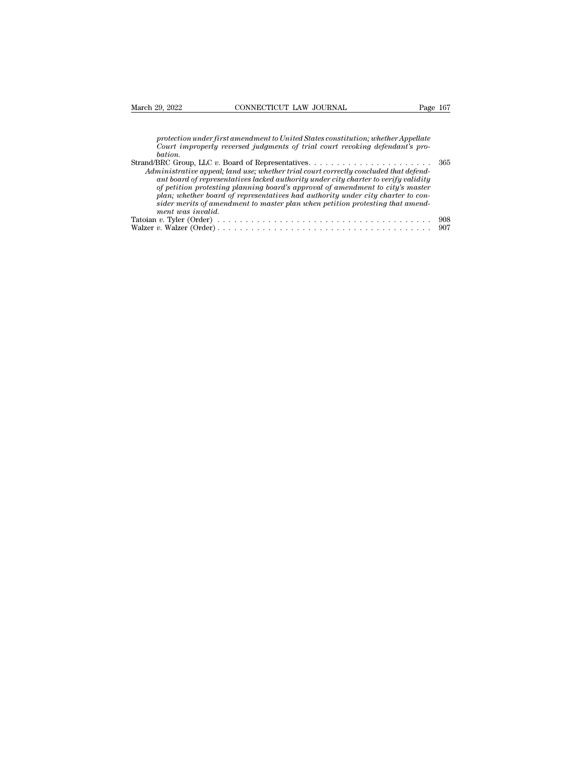*protection under first amendment to United States constitution; whether Appellate Court improperly reversed judgments of trial court revoking defendant's probation.*

Strand/BRC Group, LLC *v.* Board of Representatives. . . . . . . . . . . . . . . . . . . . . . 365
*Administrative appeal; land use; whether trial court correctly concluded that defendant board of representatives lacked authority under city charter to verify validity of petition protesting planning board's approval of amendment to city's master plan; whether board of representatives had authority under city charter to consider merits of amendment to master plan when petition protesting that amendment was invalid.*

Tatoian *v.* Tyler (Order) . . . . . . . . . . . . . . . . . . . . . . . . . . . . . . . . . . . . 908

Walzer *v.* Walzer (Order) . . . . . . . . . . . . . . . . . . . . . . . . . . . . . . . . . . . . 907